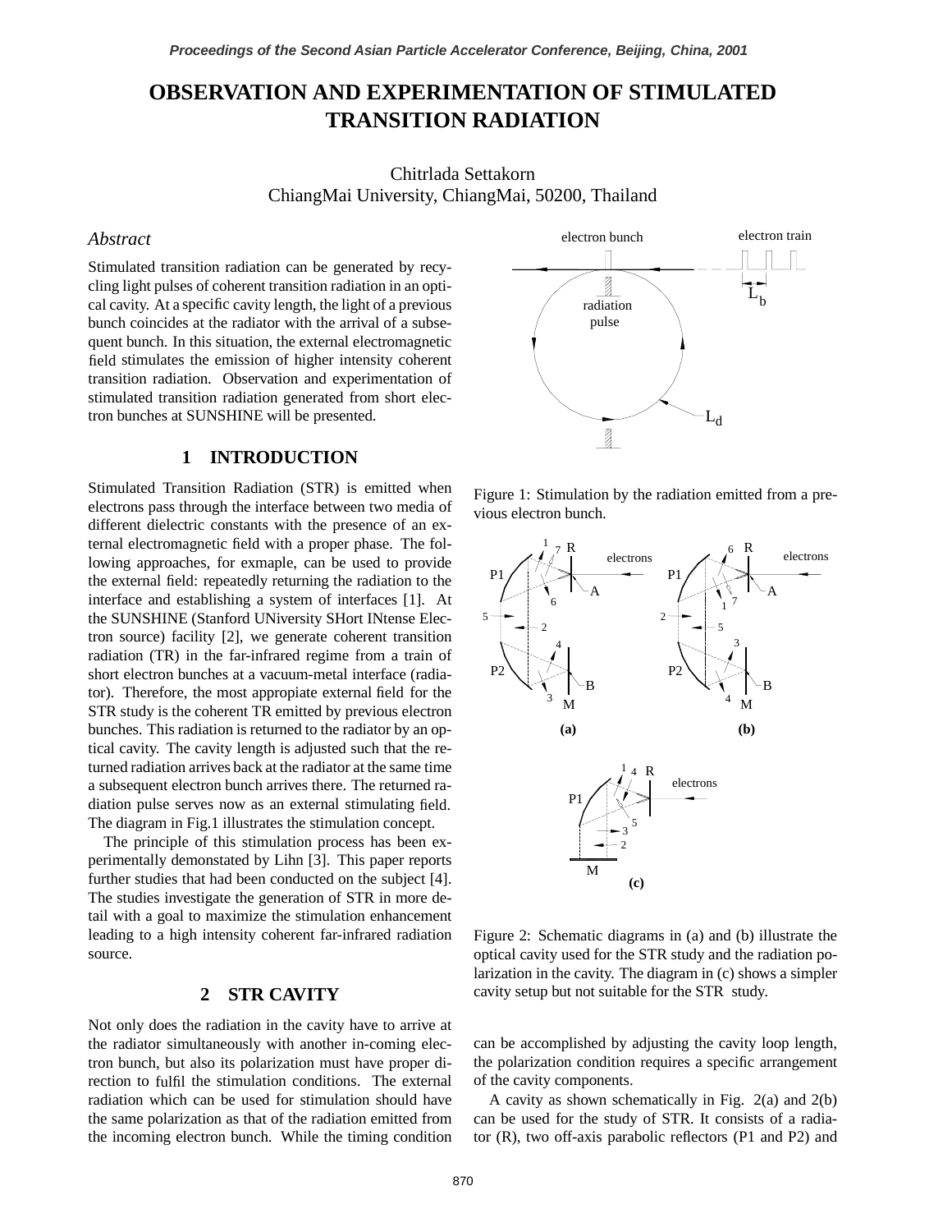# OBSERVATION AND EXPERIMENTATION OF STIMULATED TRANSITION RADIATION

Chitrlada Settakorn
ChiangMai University, ChiangMai, 50200, Thailand

### *Abstract*

Stimulated transition radiation can be generated by recycling light pulses of coherent transition radiation in an optical cavity. At a specific cavity length, the light of a previous bunch coincides at the radiator with the arrival of a subsequent bunch. In this situation, the external electromagnetic field stimulates the emission of higher intensity coherent transition radiation. Observation and experimentation of stimulated transition radiation generated from short electron bunches at SUNSHINE will be presented.

## 1 INTRODUCTION

Stimulated Transition Radiation (STR) is emitted when electrons pass through the interface between two media of different dielectric constants with the presence of an external electromagnetic field with a proper phase. The following approaches, for exmaple, can be used to provide the external field: repeatedly returning the radiation to the interface and establishing a system of interfaces [1]. At the SUNSHINE (Stanford UNiversity SHort INtense Electron source) facility [2], we generate coherent transition radiation (TR) in the far-infrared regime from a train of short electron bunches at a vacuum-metal interface (radiator). Therefore, the most appropiate external field for the STR study is the coherent TR emitted by previous electron bunches. This radiation is returned to the radiator by an optical cavity. The cavity length is adjusted such that the returned radiation arrives back at the radiator at the same time a subsequent electron bunch arrives there. The returned radiation pulse serves now as an external stimulating field. The diagram in Fig.1 illustrates the stimulation concept.

The principle of this stimulation process has been experimentally demonstated by Lihn [3]. This paper reports further studies that had been conducted on the subject [4]. The studies investigate the generation of STR in more detail with a goal to maximize the stimulation enhancement leading to a high intensity coherent far-infrared radiation source.

Figure 1: Stimulation by the radiation emitted from a previous electron bunch.

Figure 2: Schematic diagrams in (a) and (b) illustrate the optical cavity used for the STR study and the radiation polarization in the cavity. The diagram in (c) shows a simpler cavity setup but not suitable for the STR study.

## 2 STR CAVITY

Not only does the radiation in the cavity have to arrive at the radiator simultaneously with another in-coming electron bunch, but also its polarization must have proper direction to fulfil the stimulation conditions. The external radiation which can be used for stimulation should have the same polarization as that of the radiation emitted from the incoming electron bunch. While the timing condition can be accomplished by adjusting the cavity loop length, the polarization condition requires a specific arrangement of the cavity components.

A cavity as shown schematically in Fig. 2(a) and 2(b) can be used for the study of STR. It consists of a radiator (R), two off-axis parabolic reflectors (P1 and P2) and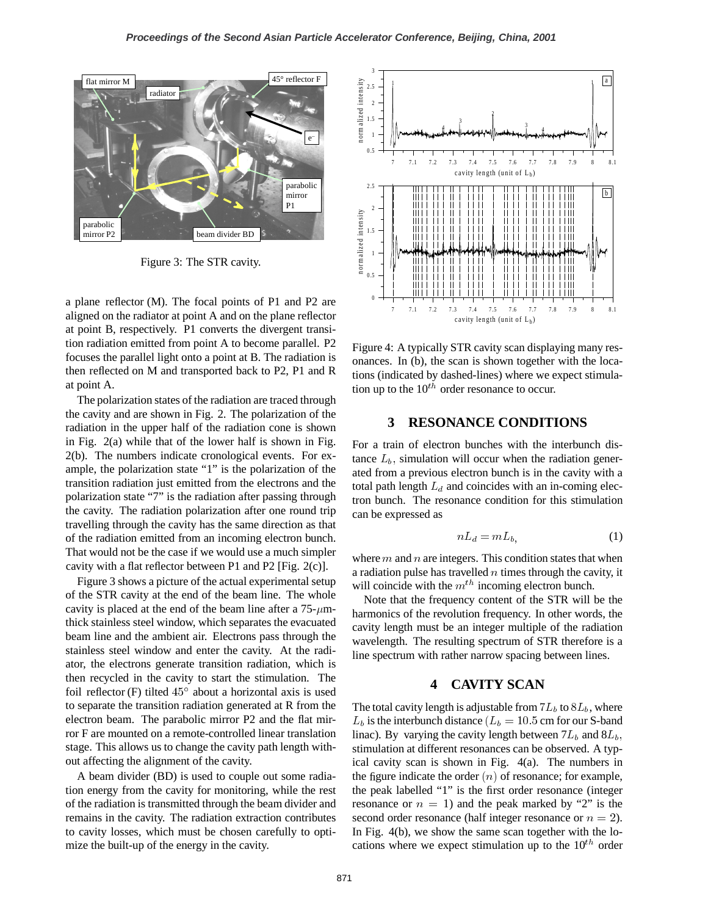Figure 3: The STR cavity.

a plane reflector (M). The focal points of P1 and P2 are aligned on the radiator at point A and on the plane reflector at point B, respectively. P1 converts the divergent transition radiation emitted from point A to become parallel. P2 focuses the parallel light onto a point at B. The radiation is then reflected on M and transported back to P2, P1 and R at point A.

The polarization states of the radiation are traced through the cavity and are shown in Fig. 2. The polarization of the radiation in the upper half of the radiation cone is shown in Fig. 2(a) while that of the lower half is shown in Fig. 2(b). The numbers indicate cronological events. For example, the polarization state "1" is the polarization of the transition radiation just emitted from the electrons and the polarization state "7" is the radiation after passing through the cavity. The radiation polarization after one round trip travelling through the cavity has the same direction as that of the radiation emitted from an incoming electron bunch. That would not be the case if we would use a much simpler cavity with a flat reflector between P1 and P2 [Fig. 2(c)].

Figure 3 shows a picture of the actual experimental setup of the STR cavity at the end of the beam line. The whole cavity is placed at the end of the beam line after a 75-$\mu$m-thick stainless steel window, which separates the evacuated beam line and the ambient air. Electrons pass through the stainless steel window and enter the cavity. At the radiator, the electrons generate transition radiation, which is then recycled in the cavity to start the stimulation. The foil reflector (F) tilted $45^\circ$ about a horizontal axis is used to separate the transition radiation generated at R from the electron beam. The parabolic mirror P2 and the flat mirror F are mounted on a remote-controlled linear translation stage. This allows us to change the cavity path length without affecting the alignment of the cavity.

A beam divider (BD) is used to couple out some radiation energy from the cavity for monitoring, while the rest of the radiation is transmitted through the beam divider and remains in the cavity. The radiation extraction contributes to cavity losses, which must be chosen carefully to optimize the built-up of the energy in the cavity.

Figure 4: A typically STR cavity scan displaying many resonances. In (b), the scan is shown together with the locations (indicated by dashed-lines) where we expect stimulation up to the $10^{th}$ order resonance to occur.

## 3 RESONANCE CONDITIONS

For a train of electron bunches with the interbunch distance $L_b$, simulation will occur when the radiation generated from a previous electron bunch is in the cavity with a total path length $L_d$ and coincides with an in-coming electron bunch. The resonance condition for this stimulation can be expressed as

$$nL_d = mL_{b,} \tag{1}$$

where $m$ and $n$ are integers. This condition states that when a radiation pulse has travelled $n$ times through the cavity, it will coincide with the $m^{th}$ incoming electron bunch.

Note that the frequency content of the STR will be the harmonics of the revolution frequency. In other words, the cavity length must be an integer multiple of the radiation wavelength. The resulting spectrum of STR therefore is a line spectrum with rather narrow spacing between lines.

## 4 CAVITY SCAN

The total cavity length is adjustable from $7L_b$ to $8L_b$, where $L_b$ is the interbunch distance ($L_b = 10.5$ cm for our S-band linac). By varying the cavity length between $7L_b$ and $8L_b$, stimulation at different resonances can be observed. A typical cavity scan is shown in Fig. 4(a). The numbers in the figure indicate the order $(n)$ of resonance; for example, the peak labelled "1" is the first order resonance (integer resonance or $n = 1$) and the peak marked by "2" is the second order resonance (half integer resonance or $n = 2$). In Fig. 4(b), we show the same scan together with the locations where we expect stimulation up to the $10^{th}$ order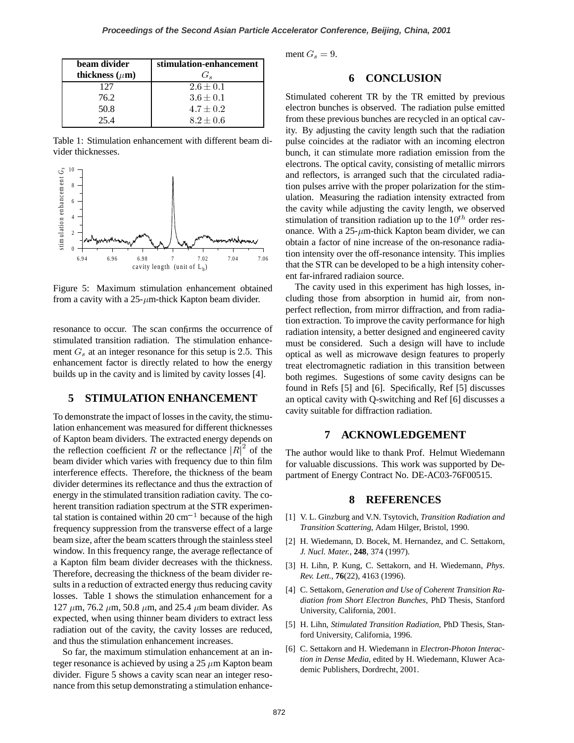| beam divider thickness ($\mu$m) | stimulation-enhancement $G_s$ |
|---|---|
| 127 | $2.6 \pm 0.1$ |
| 76.2 | $3.6 \pm 0.1$ |
| 50.8 | $4.7 \pm 0.2$ |
| 25.4 | $8.2 \pm 0.6$ |

Table 1: Stimulation enhancement with different beam divider thicknesses.

stimulation enhancement $G_s$

10
8
6
4
2
0

6.94 6.96 6.98 7 7.02 7.04 7.06

cavity length (unit of $L_b$)

Figure 5: Maximum stimulation enhancement obtained from a cavity with a 25-$\mu$m-thick Kapton beam divider.

resonance to occur. The scan confirms the occurrence of stimulated transition radiation. The stimulation enhancement $G_s$ at an integer resonance for this setup is 2.5. This enhancement factor is directly related to how the energy builds up in the cavity and is limited by cavity losses [4].

## 5 STIMULATION ENHANCEMENT

To demonstrate the impact of losses in the cavity, the stimulation enhancement was measured for different thicknesses of Kapton beam dividers. The extracted energy depends on the reflection coefficient $R$ or the reflectance $|R|^2$ of the beam divider which varies with frequency due to thin film interference effects. Therefore, the thickness of the beam divider determines its reflectance and thus the extraction of energy in the stimulated transition radiation cavity. The coherent transition radiation spectrum at the STR experimental station is contained within 20 cm$^{-1}$ because of the high frequency suppression from the transverse effect of a large beam size, after the beam scatters through the stainless steel window. In this frequency range, the average reflectance of a Kapton film beam divider decreases with the thickness. Therefore, decreasing the thickness of the beam divider results in a reduction of extracted energy thus reducing cavity losses. Table 1 shows the stimulation enhancement for a 127 $\mu$m, 76.2 $\mu$m, 50.8 $\mu$m, and 25.4 $\mu$m beam divider. As expected, when using thinner beam dividers to extract less radiation out of the cavity, the cavity losses are reduced, and thus the stimulation enhancement increases.

So far, the maximum stimulation enhancement at an integer resonance is achieved by using a 25 $\mu$m Kapton beam divider. Figure 5 shows a cavity scan near an integer resonance from this setup demonstrating a stimulation enhancement $G_s = 9$.

## 6 CONCLUSION

Stimulated coherent TR by the TR emitted by previous electron bunches is observed. The radiation pulse emitted from these previous bunches are recycled in an optical cavity. By adjusting the cavity length such that the radiation pulse coincides at the radiator with an incoming electron bunch, it can stimulate more radiation emission from the electrons. The optical cavity, consisting of metallic mirrors and reflectors, is arranged such that the circulated radiation pulses arrive with the proper polarization for the stimulation. Measuring the radiation intensity extracted from the cavity while adjusting the cavity length, we observed stimulation of transition radiation up to the $10^{th}$ order resonance. With a 25-$\mu$m-thick Kapton beam divider, we can obtain a factor of nine increase of the on-resonance radiation intensity over the off-resonance intensity. This implies that the STR can be developed to be a high intensity coherent far-infrared radiaion source.

The cavity used in this experiment has high losses, including those from absorption in humid air, from non-perfect reflection, from mirror diffraction, and from radiation extraction. To improve the cavity performance for high radiation intensity, a better designed and engineered cavity must be considered. Such a design will have to include optical as well as microwave design features to properly treat electromagnetic radiation in this transition between both regimes. Sugestions of some cavity designs can be found in Refs [5] and [6]. Specifically, Ref [5] discusses an optical cavity with Q-switching and Ref [6] discusses a cavity suitable for diffraction radiation.

## 7 ACKNOWLEDGEMENT

The author would like to thank Prof. Helmut Wiedemann for valuable discussions. This work was supported by Department of Energy Contract No. DE-AC03-76F00515.

## 8 REFERENCES

[1] V. L. Ginzburg and V.N. Tsytovich, *Transition Radiation and Transition Scattering*, Adam Hilger, Bristol, 1990.

[2] H. Wiedemann, D. Bocek, M. Hernandez, and C. Settakorn, *J. Nucl. Mater.*, **248**, 374 (1997).

[3] H. Lihn, P. Kung, C. Settakorn, and H. Wiedemann, *Phys. Rev. Lett.*, **76**(22), 4163 (1996).

[4] C. Settakorn, *Generation and Use of Coherent Transition Radiation from Short Electron Bunches*, PhD Thesis, Stanford University, California, 2001.

[5] H. Lihn, *Stimulated Transition Radiation*, PhD Thesis, Stanford University, California, 1996.

[6] C. Settakorn and H. Wiedemann in *Electron-Photon Interaction in Dense Media*, edited by H. Wiedemann, Kluwer Academic Publishers, Dordrecht, 2001.